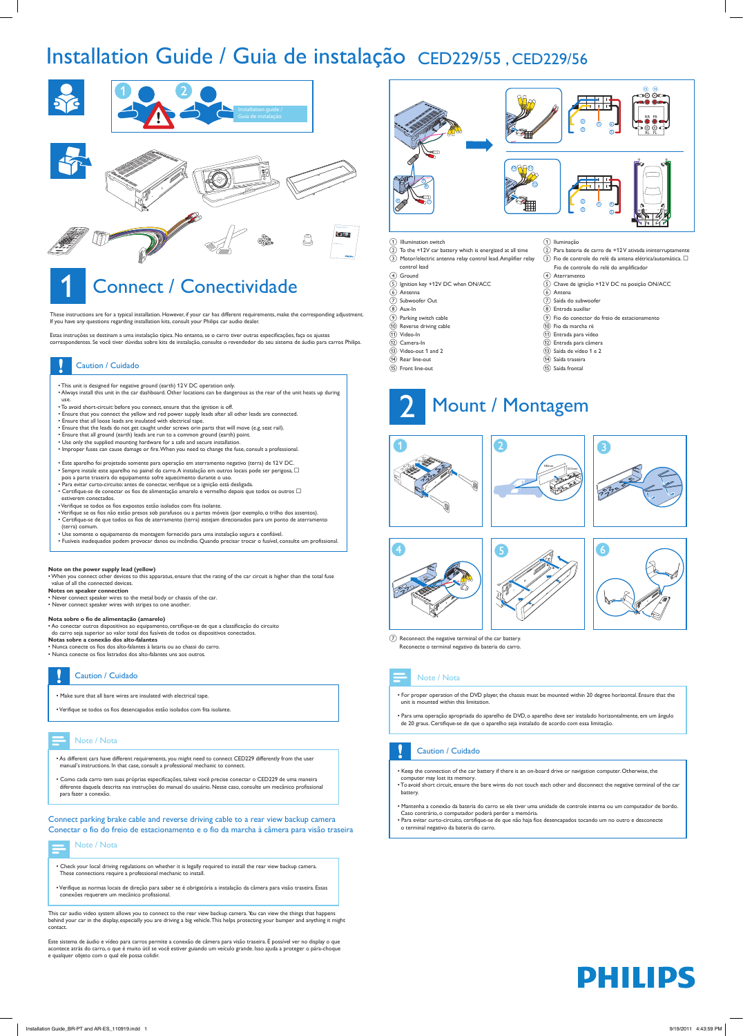# Installation Guide / Guia de instalação CED229/55 , CED229/56

Installation guide / Guia de instalação

# 1 Connect / Conectividade

These instructions are for a typical installation. However, if your car has different requirements, make the corresponding adjustment. If you have any questions regarding installation kits, consult your Philips car audio dealer.

Estas instruções se destinam a uma instalação típica. No entanto, se o carro tiver outras especificações, faça os ajustes correspondentes. Se você tiver dúvidas sobre kits de instalação, consulte o revendedor do seu sistema de áudio para carros Philips.

## Caution / Cuidado

- This unit is designed for negative ground (earth) 12 V DC operation only.
- Always install this unit in the car dashboard. Other locations can be dangerous as the rear of the unit heats up during use.
- To avoid short-circuit: before you connect, ensure that the ignition is off.
- Ensure that you connect the yellow and red power supply leads after all other leads are connected.
- Ensure that all loose leads are insulated with electrical tape.
- Ensure that the leads do not get caught under screws orin parts that will move (e.g. seat rail).
- Ensure that all ground (earth) leads are run to a common ground (earth) point.
- Use only the supplied mounting hardware for a safe and secure installation.
- Improper fuses can cause damage or fire. When you need to change the fuse, consult a professional.

- Este aparelho foi projetado somente para operação em aterramento negativo (terra) de 12 V DC.
- Sempre instale este aparelho no painel do carro. A instalação em outros locais pode ser perigosa, pois a parte traseira do equipamento sofre aquecimento durante o uso.
- Para evitar curto-circuito: antes de conectar, verifique se a ignição está desligada.
- Certifique-se de conectar os fios de alimentação amarelo e vermelho depois que todos os outros estiverem conectados.
- Verifique se todos os fios expostos estão isolados com fita isolante.
- Verifique se os fios não estão presos sob parafusos ou a partes móveis (por exemplo, o trilho dos assentos).
- Certifique-se de que todos os fios de aterramento (terra) estejam direcionados para um ponto de aterramento (terra) comum.
- Use somente o equipamento de montagem fornecido para uma instalação segura e confiável.
- Fusíveis inadequados podem provocar danos ou incêndio. Quando precisar trocar o fusível, consulte um profissional.

**Note on the power supply lead (yellow)**
- When you connect other devices to this apparatus, ensure that the rating of the car circuit is higher than the total fuse value of all the connected devices.

**Notes on speaker connection**
- Never connect speaker wires to the metal body or chassis of the car.
- Never connect speaker wires with stripes to one another.

**Nota sobre o fio de alimentação (amarelo)**
- Ao conectar outros dispositivos ao equipamento, certifique-se de que a classificação do circuito do carro seja superior ao valor total dos fusíveis de todos os dispositivos conectados.

**Notas sobre a conexão dos alto-falantes**
- Nunca conecte os fios dos alto-falantes à lataria ou ao chassi do carro.
- Nunca conecte os fios listrados dos alto-falantes uns aos outros.

## Caution / Cuidado

- Make sure that all bare wires are insulated with electrical tape.
- Verifique se todos os fios desencapados estão isolados com fita isolante.

## Note / Nota

- As different cars have different requirements, you might need to connect CED229 differently from the user manual's instructions. In that case, consult a professional mechanic to connect.
- Como cada carro tem suas próprias especificações, talvez você precise conectar o CED229 de uma maneira diferente daquela descrita nas instruções do manual do usuário. Nesse caso, consulte um mecânico profissional para fazer a conexão.

## Connect parking brake cable and reverse driving cable to a rear view backup camera
## Conectar o fio do freio de estacionamento e o fio da marcha à câmera para visão traseira

### Note / Nota

- Check your local driving regulations on whether it is legally required to install the rear view backup camera. These connections require a professional mechanic to install.
- Verifique as normas locais de direção para saber se é obrigatória a instalação da câmera para visão traseira. Essas conexões requerem um mecânico profissional.

This car audio video system allows you to connect to the rear view backup camera. You can view the things that happens behind your car in the display, especially you are driving a big vehicle. This helps protecting your bumper and anything it might contact.

Este sistema de áudio e vídeo para carros permite a conexão de câmera para visão traseira. É possível ver no display o que acontece atrás do carro, o que é muito útil se você estiver guiando um veículo grande. Isso ajuda a proteger o pára-choque e qualquer objeto com o qual ele possa colidir.

| | English | Português |
|---|---|---|
| 1 | Illumination switch | Iluminação |
| 2 | To the +12V car battery which is energized at all time | Para bateria de carro de +12 V ativada ininterruptamente |
| 3 | Motor/electric antenna relay control lead. Amplifier relay control lead | Fio de controle do relé da antena elétrica/automática. Fio de controle do relé do amplificador |
| 4 | Ground | Aterramento |
| 5 | Ignition key +12V DC when ON/ACC | Chave de ignição +12 V DC na posição ON/ACC |
| 6 | Antenna | Antena |
| 7 | Subwoofer Out | Saída do subwoofer |
| 8 | Aux-In | Entrada auxiliar |
| 9 | Parking switch cable | Fio do conector do freio de estacionamento |
| 10 | Reverse driving cable | Fio da marcha ré |
| 11 | Video-In | Entrada para vídeo |
| 12 | Camera-In | Entrada para câmera |
| 13 | Video-out 1 and 2 | Saída de vídeo 1 e 2 |
| 14 | Rear line-out | Saída traseira |
| 15 | Front line-out | Saída frontal |

# 2 Mount / Montagem

7. Reconnect the negative terminal of the car battery.
Reconecte o terminal negativo da bateria do carro.

## Note / Nota

- For proper operation of the DVD player, the chassis must be mounted within 20 degree horizontal. Ensure that the unit is mounted within this limitation.
- Para uma operação apropriada do aparelho de DVD, o aparelho deve ser instalado horizontalmente, em um ângulo de 20 graus. Certifique-se de que o aparelho seja instalado de acordo com essa limitação.

## Caution / Cuidado

- Keep the connection of the car battery if there is an on-board drive or navigation computer. Otherwise, the computer may lost its memory.
- To avoid short circuit, ensure the bare wires do not touch each other and disconnect the negative terminal of the car battery.

- Mantenha a conexão da bateria do carro se ele tiver uma unidade de controle interna ou um computador de bordo. Caso contrário, o computador poderá perder a memória.
- Para evitar curto-circuito, certifique-se de que não haja fios desencapados tocando um no outro e desconecte o terminal negativo da bateria do carro.

PHILIPS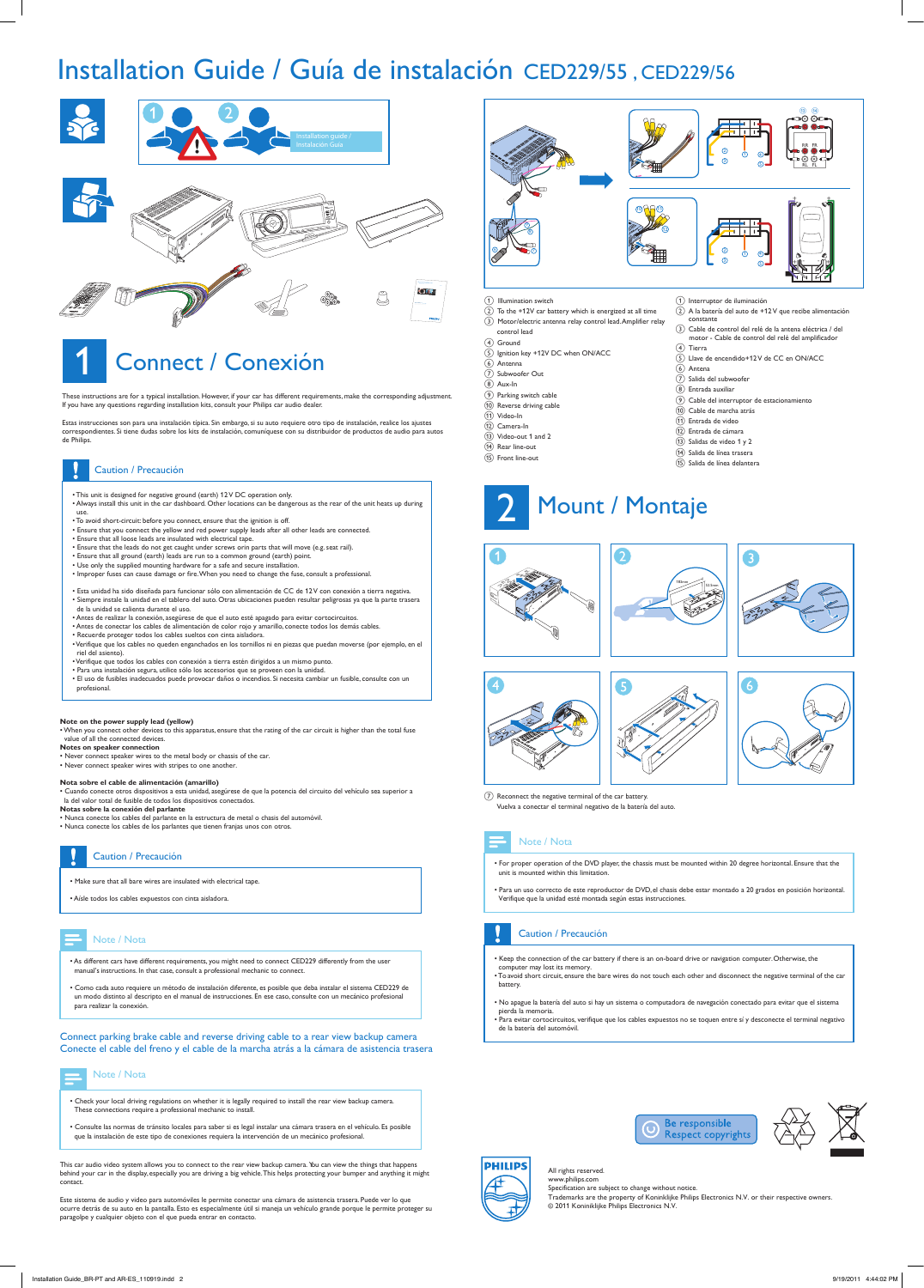# Installation Guide / Guía de instalación CED229/55 , CED229/56

Installation guide / Instalación Guía

# 1 Connect / Conexión

These instructions are for a typical installation. However, if your car has different requirements, make the corresponding adjustment. If you have any questions regarding installation kits, consult your Philips car audio dealer.

Estas instrucciones son para una instalación típica. Sin embargo, si su auto requiere otro tipo de instalación, realice los ajustes correspondientes. Si tiene dudas sobre los kits de instalación, comuníquese con su distribuidor de productos de audio para autos de Philips.

## Caution / Precaución

- This unit is designed for negative ground (earth) 12 V DC operation only.
- Always install this unit in the car dashboard. Other locations can be dangerous as the rear of the unit heats up during use.
- To avoid short-circuit: before you connect, ensure that the ignition is off.
- Ensure that you connect the yellow and red power supply leads after all other leads are connected.
- Ensure that all loose leads are insulated with electrical tape.
- Ensure that the leads do not get caught under screws orin parts that will move (e.g. seat rail).
- Ensure that all ground (earth) leads are run to a common ground (earth) point.
- Use only the supplied mounting hardware for a safe and secure installation.
- Improper fuses can cause damage or fire. When you need to change the fuse, consult a professional.

- Esta unidad ha sido diseñada para funcionar sólo con alimentación de CC de 12 V con conexión a tierra negativa.
- Siempre instale la unidad en el tablero del auto. Otras ubicaciones pueden resultar peligrosas ya que la parte trasera de la unidad se calienta durante el uso.
- Antes de realizar la conexión, asegúrese de que el auto esté apagado para evitar cortocircuitos.
- Antes de conectar los cables de alimentación de color rojo y amarillo, conecte todos los demás cables.
- Recuerde proteger todos los cables sueltos con cinta aisladora.
- Verifique que los cables no queden enganchados en los tornillos ni en piezas que puedan moverse (por ejemplo, en el riel del asiento).
- Verifique que todos los cables con conexión a tierra estén dirigidos a un mismo punto.
- Para una instalación segura, utilice sólo los accesorios que se proveen con la unidad.
- El uso de fusibles inadecuados puede provocar daños o incendios. Si necesita cambiar un fusible, consulte con un profesional.

**Note on the power supply lead (yellow)**
- When you connect other devices to this apparatus, ensure that the rating of the car circuit is higher than the total fuse value of all the connected devices.

**Notes on speaker connection**
- Never connect speaker wires to the metal body or chassis of the car.
- Never connect speaker wires with stripes to one another.

**Nota sobre el cable de alimentación (amarillo)**
- Cuando conecte otros dispositivos a esta unidad, asegúrese de que la potencia del circuito del vehículo sea superior a la del valor total de los fusibles de todos los dispositivos conectados.

**Notas sobre la conexión del parlante**
- Nunca conecte los cables del parlante en la estructura de metal o chasis del automóvil.
- Nunca conecte los cables de los parlantes que tienen franjas unos con otros.

## Caution / Precaución

- Make sure that all bare wires are insulated with electrical tape.
- Aísle todos los cables expuestos con cinta aisladora.

## Note / Nota

- As different cars have different requirements, you might need to connect CED229 differently from the user manual's instructions. In that case, consult a professional mechanic to connect.
- Como cada auto requiere un método de instalación diferente, es posible que deba instalar el sistema CED229 de un modo distinto al descripto en el manual de instrucciones. En ese caso, consulte con un mecánico profesional para realizar la conexión.

## Connect parking brake cable and reverse driving cable to a rear view backup camera / Conecte el cable del freno y el cable de la marcha atrás a la cámara de asistencia trasera

### Note / Nota

- Check your local driving regulations on whether it is legally required to install the rear view backup camera. These connections require a professional mechanic to install.
- Consulte las normas de tránsito locales para saber si es legal instalar una cámara trasera en el vehículo. Es posible que la instalación de este tipo de conexiones requiera la intervención de un mecánico profesional.

This car audio video system allows you to connect to the rear view backup camera. You can view the things that happens behind your car in the display, especially you are driving a big vehicle. This helps protecting your bumper and anything it might contact.

Este sistema de audio y video para automóviles le permite conectar una cámara de asistencia trasera. Puede ver lo que ocurre detrás de su auto en la pantalla. Esto es especialmente útil si maneja un vehículo grande porque le permite proteger su paragolpe y cualquier objeto con el que pueda entrar en contacto.

RR FR
RL FL

1. Illumination switch
2. To the +12V car battery which is energized at all time
3. Motor/electric antenna relay control lead. Amplifier relay control lead
4. Ground
5. Ignition key +12V DC when ON/ACC
6. Antenna
7. Subwoofer Out
8. Aux-In
9. Parking switch cable
10. Reverse driving cable
11. Video-In
12. Camera-In
13. Video-out 1 and 2
14. Rear line-out
15. Front line-out

1. Interruptor de iluminación
2. A la batería del auto de +12 V que recibe alimentación constante
3. Cable de control del relé de la antena eléctrica / del motor - Cable de control del relé del amplificador
4. Tierra
5. Llave de encendido+12 V de CC en ON/ACC
6. Antena
7. Salida del subwoofer
8. Entrada auxiliar
9. Cable del interruptor de estacionamiento
10. Cable de marcha atrás
11. Entrada de video
12. Entrada de cámara
13. Salidas de video 1 y 2
14. Salida de línea trasera
15. Salida de línea delantera

# 2 Mount / Montaje

7. Reconnect the negative terminal of the car battery.
Vuelva a conectar el terminal negativo de la batería del auto.

## Note / Nota

- For proper operation of the DVD player, the chassis must be mounted within 20 degree horizontal. Ensure that the unit is mounted within this limitation.
- Para un uso correcto de este reproductor de DVD, el chasis debe estar montado a 20 grados en posición horizontal. Verifique que la unidad esté montada según estas instrucciones.

## Caution / Precaución

- Keep the connection of the car battery if there is an on-board drive or navigation computer. Otherwise, the computer may lost its memory.
- To avoid short circuit, ensure the bare wires do not touch each other and disconnect the negative terminal of the car battery.

- No apague la batería del auto si hay un sistema o computadora de navegación conectado para evitar que el sistema pierda la memoria.
- Para evitar cortocircuitos, verifique que los cables expuestos no se toquen entre sí y desconecte el terminal negativo de la batería del automóvil.

Be responsible
Respect copyrights

PHILIPS

All rights reserved.
www.philips.com
Specification are subject to change without notice.
Trademarks are the property of Koninklijke Philips Electronics N.V. or their respective owners.
© 2011 Koninklijke Philips Electronics N.V.